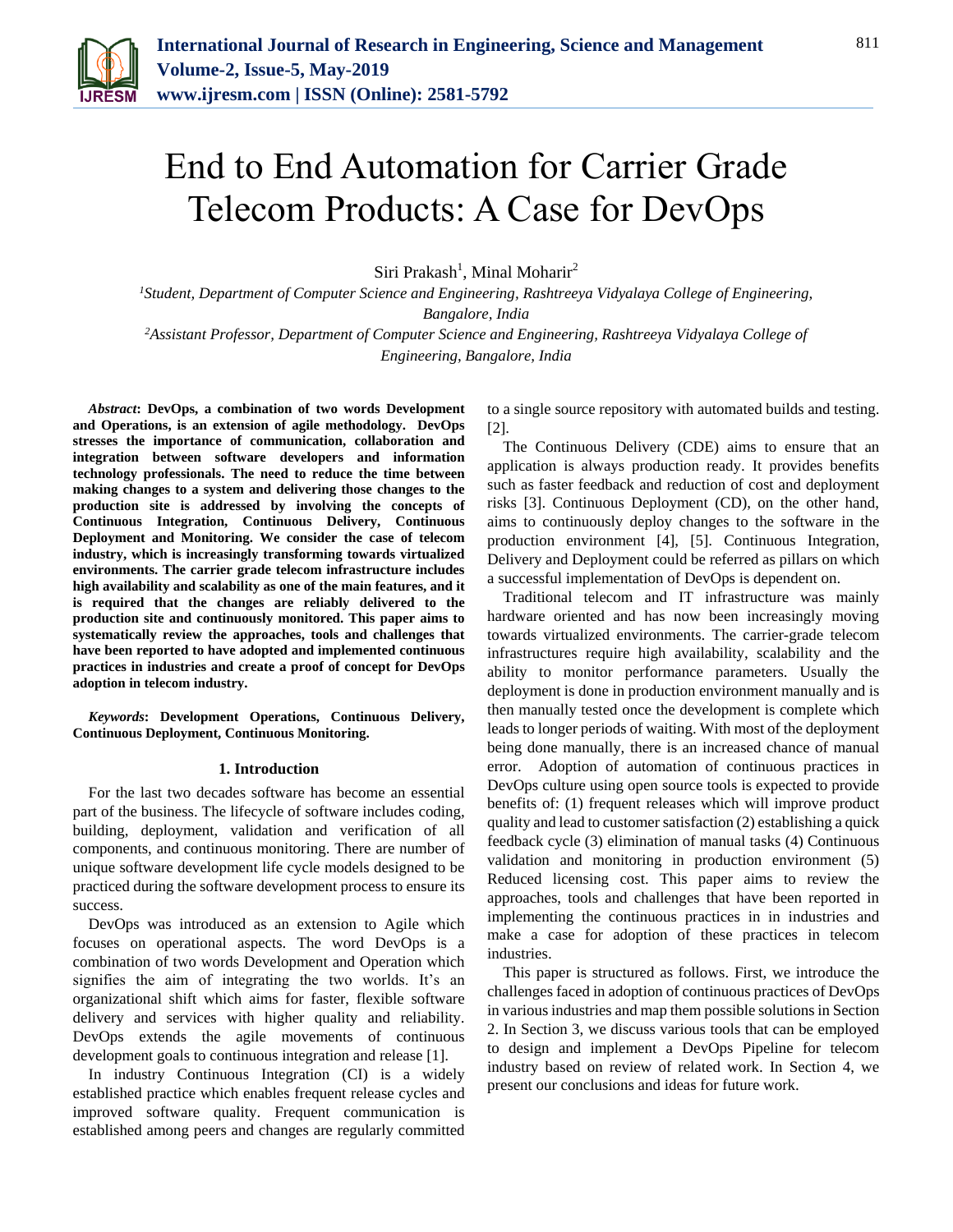# End to End Automation for Carrier Grade Telecom Products: A Case for DevOps

Siri Prakash[1], Minal Moharir[2]

[1]*Student, Department of Computer Science and Engineering, Rashtreeya Vidyalaya College of Engineering, Bangalore, India*

[2]*Assistant Professor, Department of Computer Science and Engineering, Rashtreeya Vidyalaya College of Engineering, Bangalore, India*

***Abstract*: DevOps, a combination of two words Development and Operations, is an extension of agile methodology. DevOps stresses the importance of communication, collaboration and integration between software developers and information technology professionals. The need to reduce the time between making changes to a system and delivering those changes to the production site is addressed by involving the concepts of Continuous Integration, Continuous Delivery, Continuous Deployment and Monitoring. We consider the case of telecom industry, which is increasingly transforming towards virtualized environments. The carrier grade telecom infrastructure includes high availability and scalability as one of the main features, and it is required that the changes are reliably delivered to the production site and continuously monitored. This paper aims to systematically review the approaches, tools and challenges that have been reported to have adopted and implemented continuous practices in industries and create a proof of concept for DevOps adoption in telecom industry.**

***Keywords*: Development Operations, Continuous Delivery, Continuous Deployment, Continuous Monitoring.**

## 1. Introduction

For the last two decades software has become an essential part of the business. The lifecycle of software includes coding, building, deployment, validation and verification of all components, and continuous monitoring. There are number of unique software development life cycle models designed to be practiced during the software development process to ensure its success.

DevOps was introduced as an extension to Agile which focuses on operational aspects. The word DevOps is a combination of two words Development and Operation which signifies the aim of integrating the two worlds. It's an organizational shift which aims for faster, flexible software delivery and services with higher quality and reliability. DevOps extends the agile movements of continuous development goals to continuous integration and release [1].

In industry Continuous Integration (CI) is a widely established practice which enables frequent release cycles and improved software quality. Frequent communication is established among peers and changes are regularly committed to a single source repository with automated builds and testing. [2].

The Continuous Delivery (CDE) aims to ensure that an application is always production ready. It provides benefits such as faster feedback and reduction of cost and deployment risks [3]. Continuous Deployment (CD), on the other hand, aims to continuously deploy changes to the software in the production environment [4], [5]. Continuous Integration, Delivery and Deployment could be referred as pillars on which a successful implementation of DevOps is dependent on.

Traditional telecom and IT infrastructure was mainly hardware oriented and has now been increasingly moving towards virtualized environments. The carrier-grade telecom infrastructures require high availability, scalability and the ability to monitor performance parameters. Usually the deployment is done in production environment manually and is then manually tested once the development is complete which leads to longer periods of waiting. With most of the deployment being done manually, there is an increased chance of manual error. Adoption of automation of continuous practices in DevOps culture using open source tools is expected to provide benefits of: (1) frequent releases which will improve product quality and lead to customer satisfaction (2) establishing a quick feedback cycle (3) elimination of manual tasks (4) Continuous validation and monitoring in production environment (5) Reduced licensing cost. This paper aims to review the approaches, tools and challenges that have been reported in implementing the continuous practices in in industries and make a case for adoption of these practices in telecom industries.

This paper is structured as follows. First, we introduce the challenges faced in adoption of continuous practices of DevOps in various industries and map them possible solutions in Section 2. In Section 3, we discuss various tools that can be employed to design and implement a DevOps Pipeline for telecom industry based on review of related work. In Section 4, we present our conclusions and ideas for future work.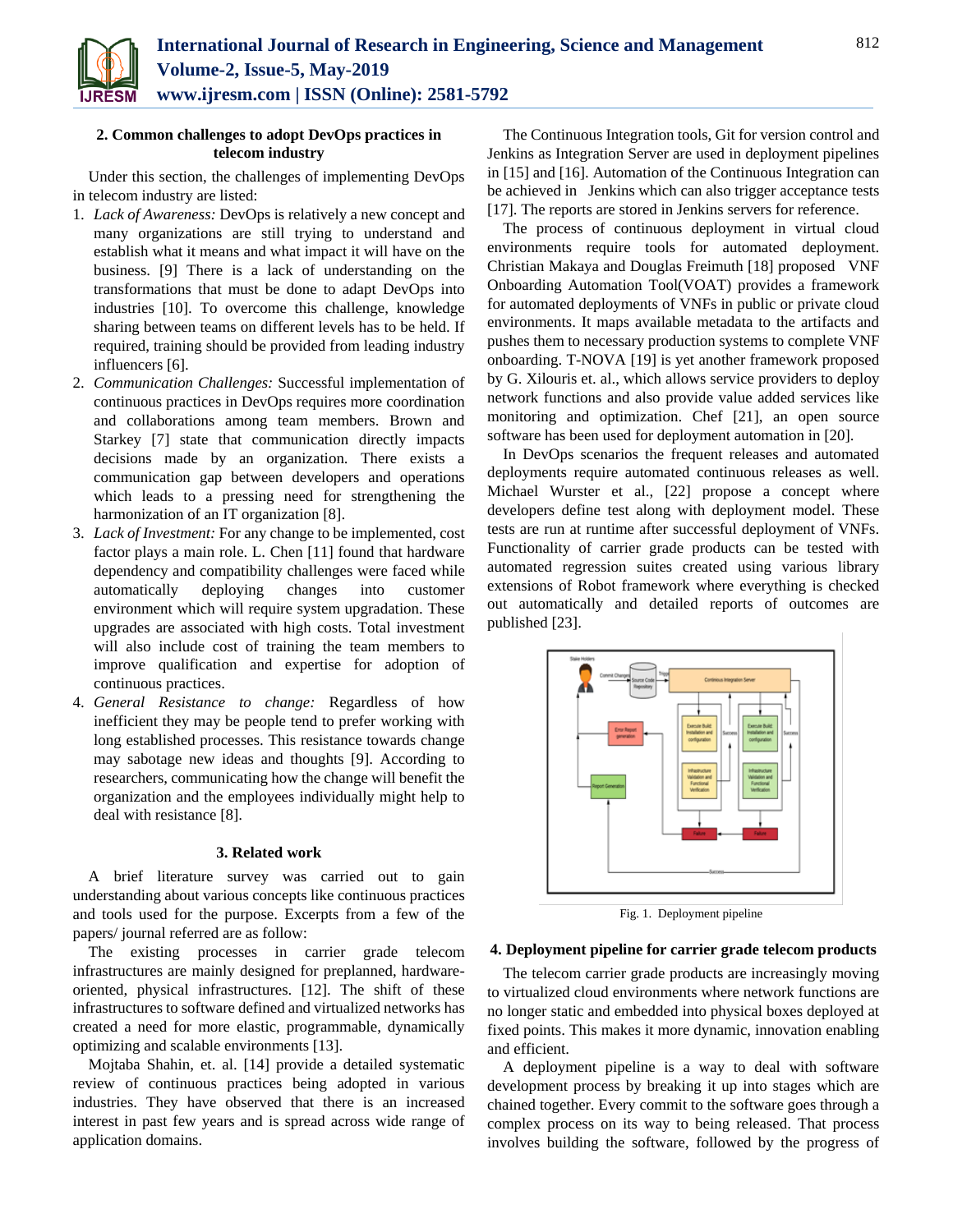## 2. Common challenges to adopt DevOps practices in telecom industry

Under this section, the challenges of implementing DevOps in telecom industry are listed:

1. *Lack of Awareness:* DevOps is relatively a new concept and many organizations are still trying to understand and establish what it means and what impact it will have on the business. [9] There is a lack of understanding on the transformations that must be done to adapt DevOps into industries [10]. To overcome this challenge, knowledge sharing between teams on different levels has to be held. If required, training should be provided from leading industry influencers [6].
2. *Communication Challenges:* Successful implementation of continuous practices in DevOps requires more coordination and collaborations among team members. Brown and Starkey [7] state that communication directly impacts decisions made by an organization. There exists a communication gap between developers and operations which leads to a pressing need for strengthening the harmonization of an IT organization [8].
3. *Lack of Investment:* For any change to be implemented, cost factor plays a main role. L. Chen [11] found that hardware dependency and compatibility challenges were faced while automatically deploying changes into customer environment which will require system upgradation. These upgrades are associated with high costs. Total investment will also include cost of training the team members to improve qualification and expertise for adoption of continuous practices.
4. *General Resistance to change:* Regardless of how inefficient they may be people tend to prefer working with long established processes. This resistance towards change may sabotage new ideas and thoughts [9]. According to researchers, communicating how the change will benefit the organization and the employees individually might help to deal with resistance [8].

## 3. Related work

A brief literature survey was carried out to gain understanding about various concepts like continuous practices and tools used for the purpose. Excerpts from a few of the papers/ journal referred are as follow:

The existing processes in carrier grade telecom infrastructures are mainly designed for preplanned, hardware-oriented, physical infrastructures. [12]. The shift of these infrastructures to software defined and virtualized networks has created a need for more elastic, programmable, dynamically optimizing and scalable environments [13].

Mojtaba Shahin, et. al. [14] provide a detailed systematic review of continuous practices being adopted in various industries. They have observed that there is an increased interest in past few years and is spread across wide range of application domains.

The Continuous Integration tools, Git for version control and Jenkins as Integration Server are used in deployment pipelines in [15] and [16]. Automation of the Continuous Integration can be achieved in Jenkins which can also trigger acceptance tests [17]. The reports are stored in Jenkins servers for reference.

The process of continuous deployment in virtual cloud environments require tools for automated deployment. Christian Makaya and Douglas Freimuth [18] proposed VNF Onboarding Automation Tool(VOAT) provides a framework for automated deployments of VNFs in public or private cloud environments. It maps available metadata to the artifacts and pushes them to necessary production systems to complete VNF onboarding. T-NOVA [19] is yet another framework proposed by G. Xilouris et. al., which allows service providers to deploy network functions and also provide value added services like monitoring and optimization. Chef [21], an open source software has been used for deployment automation in [20].

In DevOps scenarios the frequent releases and automated deployments require automated continuous releases as well. Michael Wurster et al., [22] propose a concept where developers define test along with deployment model. These tests are run at runtime after successful deployment of VNFs. Functionality of carrier grade products can be tested with automated regression suites created using various library extensions of Robot framework where everything is checked out automatically and detailed reports of outcomes are published [23].

Fig. 1. Deployment pipeline

## 4. Deployment pipeline for carrier grade telecom products

The telecom carrier grade products are increasingly moving to virtualized cloud environments where network functions are no longer static and embedded into physical boxes deployed at fixed points. This makes it more dynamic, innovation enabling and efficient.

A deployment pipeline is a way to deal with software development process by breaking it up into stages which are chained together. Every commit to the software goes through a complex process on its way to being released. That process involves building the software, followed by the progress of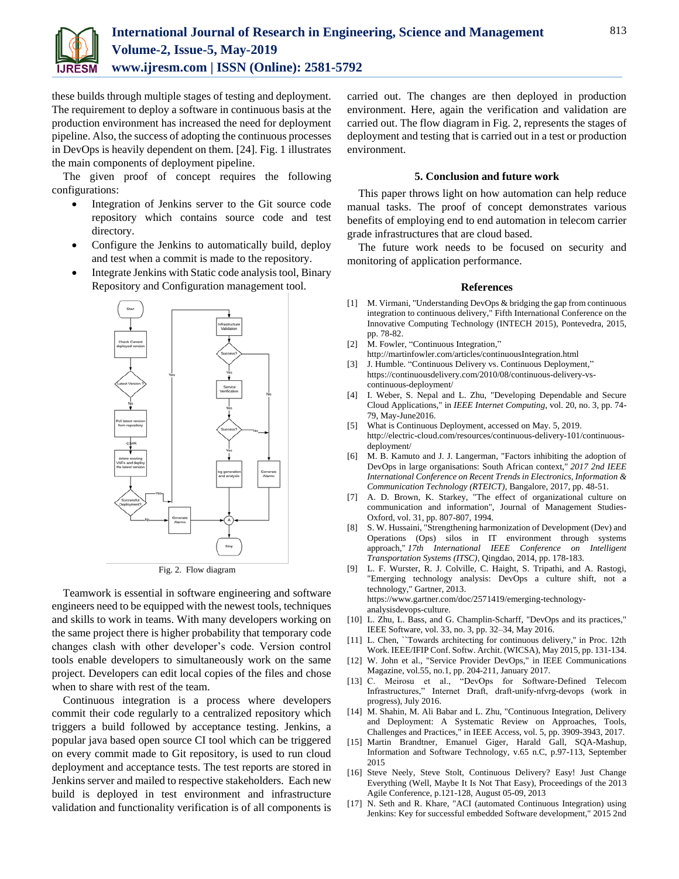these builds through multiple stages of testing and deployment. The requirement to deploy a software in continuous basis at the production environment has increased the need for deployment pipeline. Also, the success of adopting the continuous processes in DevOps is heavily dependent on them. [24]. Fig. 1 illustrates the main components of deployment pipeline.

The given proof of concept requires the following configurations:

- Integration of Jenkins server to the Git source code repository which contains source code and test directory.
- Configure the Jenkins to automatically build, deploy and test when a commit is made to the repository.
- Integrate Jenkins with Static code analysis tool, Binary Repository and Configuration management tool.

Fig. 2. Flow diagram

Teamwork is essential in software engineering and software engineers need to be equipped with the newest tools, techniques and skills to work in teams. With many developers working on the same project there is higher probability that temporary code changes clash with other developer's code. Version control tools enable developers to simultaneously work on the same project. Developers can edit local copies of the files and chose when to share with rest of the team.

Continuous integration is a process where developers commit their code regularly to a centralized repository which triggers a build followed by acceptance testing. Jenkins, a popular java based open source CI tool which can be triggered on every commit made to Git repository, is used to run cloud deployment and acceptance tests. The test reports are stored in Jenkins server and mailed to respective stakeholders. Each new build is deployed in test environment and infrastructure validation and functionality verification is of all components is carried out. The changes are then deployed in production environment. Here, again the verification and validation are carried out. The flow diagram in Fig. 2, represents the stages of deployment and testing that is carried out in a test or production environment.

## 5. Conclusion and future work

This paper throws light on how automation can help reduce manual tasks. The proof of concept demonstrates various benefits of employing end to end automation in telecom carrier grade infrastructures that are cloud based.

The future work needs to be focused on security and monitoring of application performance.

## References

[1] M. Virmani, "Understanding DevOps & bridging the gap from continuous integration to continuous delivery," Fifth International Conference on the Innovative Computing Technology (INTECH 2015), Pontevedra, 2015, pp. 78-82.

[2] M. Fowler, "Continuous Integration," http://martinfowler.com/articles/continuousIntegration.html

[3] J. Humble. "Continuous Delivery vs. Continuous Deployment," https://continuousdelivery.com/2010/08/continuous-delivery-vs-continuous-deployment/

[4] I. Weber, S. Nepal and L. Zhu, "Developing Dependable and Secure Cloud Applications," in *IEEE Internet Computing*, vol. 20, no. 3, pp. 74-79, May-June2016.

[5] What is Continuous Deployment, accessed on May. 5, 2019. http://electric-cloud.com/resources/continuous-delivery-101/continuous-deployment/

[6] M. B. Kamuto and J. J. Langerman, "Factors inhibiting the adoption of DevOps in large organisations: South African context," *2017 2nd IEEE International Conference on Recent Trends in Electronics, Information & Communication Technology (RTEICT)*, Bangalore, 2017, pp. 48-51.

[7] A. D. Brown, K. Starkey, "The effect of organizational culture on communication and information", Journal of Management Studies-Oxford, vol. 31, pp. 807-807, 1994.

[8] S. W. Hussaini, "Strengthening harmonization of Development (Dev) and Operations (Ops) silos in IT environment through systems approach," *17th International IEEE Conference on Intelligent Transportation Systems (ITSC)*, Qingdao, 2014, pp. 178-183.

[9] L. F. Wurster, R. J. Colville, C. Haight, S. Tripathi, and A. Rastogi, "Emerging technology analysis: DevOps a culture shift, not a technology," Gartner, 2013. https://www.gartner.com/doc/2571419/emerging-technology-analysisdevops-culture.

[10] L. Zhu, L. Bass, and G. Champlin-Scharff, "DevOps and its practices," IEEE Software, vol. 33, no. 3, pp. 32–34, May 2016.

[11] L. Chen, ``Towards architecting for continuous delivery,'' in Proc. 12th Work. IEEE/IFIP Conf. Softw. Archit. (WICSA), May 2015, pp. 131-134.

[12] W. John et al., "Service Provider DevOps," in IEEE Communications Magazine, vol.55, no.1, pp. 204-211, January 2017.

[13] C. Meirosu et al., "DevOps for Software-Defined Telecom Infrastructures," Internet Draft, draft-unify-nfvrg-devops (work in progress), July 2016.

[14] M. Shahin, M. Ali Babar and L. Zhu, "Continuous Integration, Delivery and Deployment: A Systematic Review on Approaches, Tools, Challenges and Practices," in IEEE Access, vol. 5, pp. 3909-3943, 2017.

[15] Martin Brandtner, Emanuel Giger, Harald Gall, SQA-Mashup, Information and Software Technology, v.65 n.C, p.97-113, September 2015

[16] Steve Neely, Steve Stolt, Continuous Delivery? Easy! Just Change Everything (Well, Maybe It Is Not That Easy), Proceedings of the 2013 Agile Conference, p.121-128, August 05-09, 2013

[17] N. Seth and R. Khare, "ACI (automated Continuous Integration) using Jenkins: Key for successful embedded Software development," 2015 2nd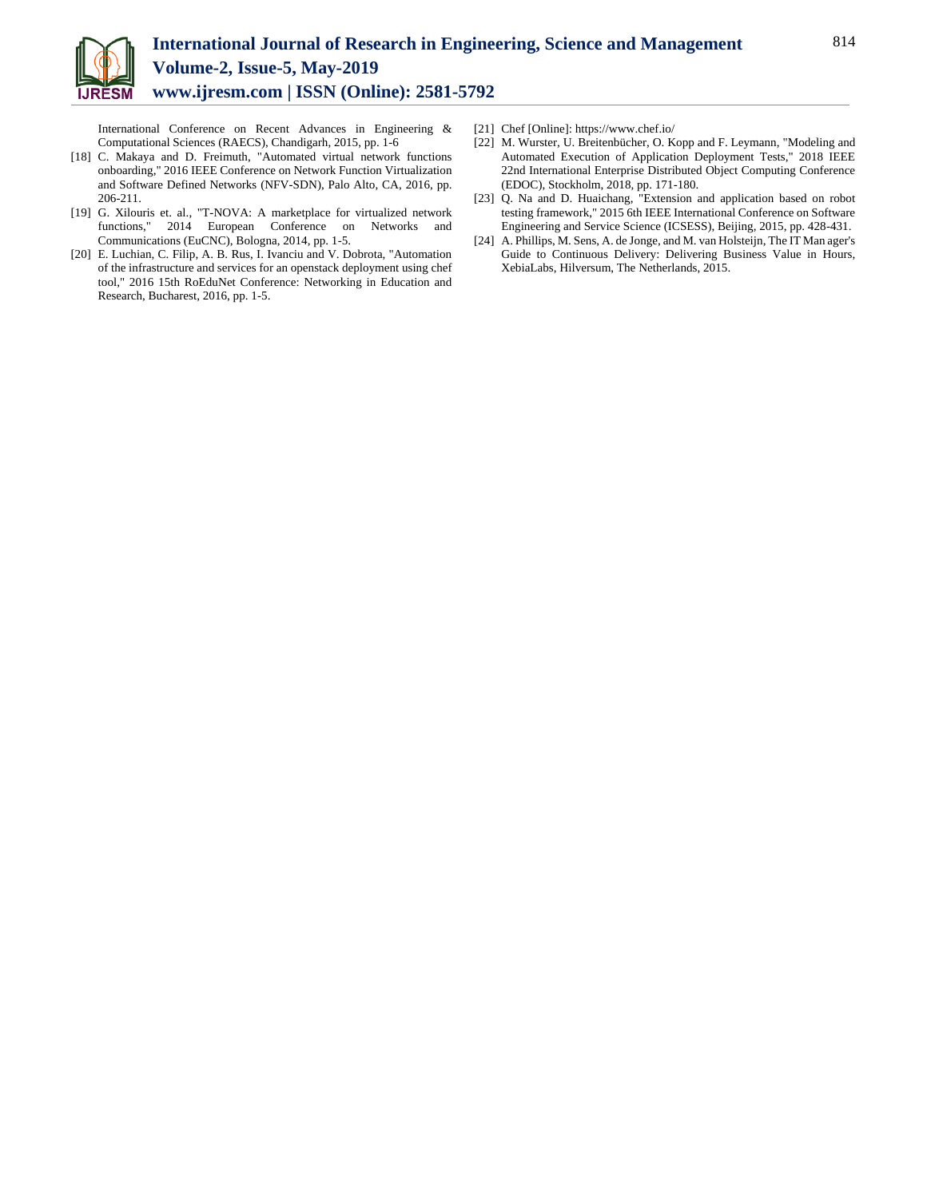International Conference on Recent Advances in Engineering & Computational Sciences (RAECS), Chandigarh, 2015, pp. 1-6

[18] C. Makaya and D. Freimuth, "Automated virtual network functions onboarding," 2016 IEEE Conference on Network Function Virtualization and Software Defined Networks (NFV-SDN), Palo Alto, CA, 2016, pp. 206-211.

[19] G. Xilouris et. al., "T-NOVA: A marketplace for virtualized network functions," 2014 European Conference on Networks and Communications (EuCNC), Bologna, 2014, pp. 1-5.

[20] E. Luchian, C. Filip, A. B. Rus, I. Ivanciu and V. Dobrota, "Automation of the infrastructure and services for an openstack deployment using chef tool," 2016 15th RoEduNet Conference: Networking in Education and Research, Bucharest, 2016, pp. 1-5.

[21] Chef [Online]: https://www.chef.io/

[22] M. Wurster, U. Breitenbücher, O. Kopp and F. Leymann, "Modeling and Automated Execution of Application Deployment Tests," 2018 IEEE 22nd International Enterprise Distributed Object Computing Conference (EDOC), Stockholm, 2018, pp. 171-180.

[23] Q. Na and D. Huaichang, "Extension and application based on robot testing framework," 2015 6th IEEE International Conference on Software Engineering and Service Science (ICSESS), Beijing, 2015, pp. 428-431.

[24] A. Phillips, M. Sens, A. de Jonge, and M. van Holsteijn, The IT Man ager's Guide to Continuous Delivery: Delivering Business Value in Hours, XebiaLabs, Hilversum, The Netherlands, 2015.